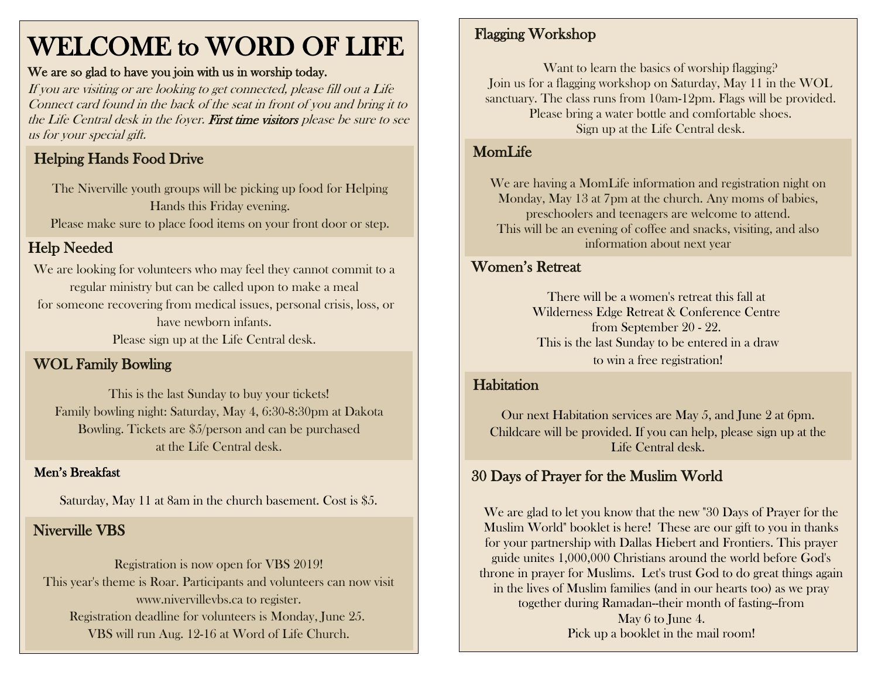# WELCOME to WORD OF LIFE

**We are so glad to have you join with us in worship today.**

*If you are visiting or are looking to get connected, please fill out a Life Connect card found in the back of the seat in front of you and bring it to the Life Central desk in the foyer.* ***First time visitors*** *please be sure to see us for your special gift.*

## Helping Hands Food Drive

The Niverville youth groups will be picking up food for Helping Hands this Friday evening.
Please make sure to place food items on your front door or step.

## Help Needed

We are looking for volunteers who may feel they cannot commit to a regular ministry but can be called upon to make a meal for someone recovering from medical issues, personal crisis, loss, or have newborn infants.
Please sign up at the Life Central desk.

## WOL Family Bowling

This is the last Sunday to buy your tickets!
Family bowling night: Saturday, May 4, 6:30-8:30pm at Dakota Bowling. Tickets are $5/person and can be purchased at the Life Central desk.

## Men's Breakfast

Saturday, May 11 at 8am in the church basement. Cost is $5.

## Niverville VBS

Registration is now open for VBS 2019!
This year's theme is Roar. Participants and volunteers can now visit www.nivervillevbs.ca to register.
Registration deadline for volunteers is Monday, June 25.
VBS will run Aug. 12-16 at Word of Life Church.

## Flagging Workshop

Want to learn the basics of worship flagging?
Join us for a flagging workshop on Saturday, May 11 in the WOL sanctuary. The class runs from 10am-12pm. Flags will be provided.
Please bring a water bottle and comfortable shoes.
Sign up at the Life Central desk.

## MomLife

We are having a MomLife information and registration night on Monday, May 13 at 7pm at the church. Any moms of babies, preschoolers and teenagers are welcome to attend.
This will be an evening of coffee and snacks, visiting, and also information about next year

## Women's Retreat

There will be a women's retreat this fall at Wilderness Edge Retreat & Conference Centre from September 20 - 22.
This is the last Sunday to be entered in a draw to win a free registration!

## Habitation

Our next Habitation services are May 5, and June 2 at 6pm.
Childcare will be provided. If you can help, please sign up at the Life Central desk.

## 30 Days of Prayer for the Muslim World

We are glad to let you know that the new "30 Days of Prayer for the Muslim World" booklet is here! These are our gift to you in thanks for your partnership with Dallas Hiebert and Frontiers. This prayer guide unites 1,000,000 Christians around the world before God's throne in prayer for Muslims. Let's trust God to do great things again in the lives of Muslim families (and in our hearts too) as we pray together during Ramadan--their month of fasting--from May 6 to June 4.
Pick up a booklet in the mail room!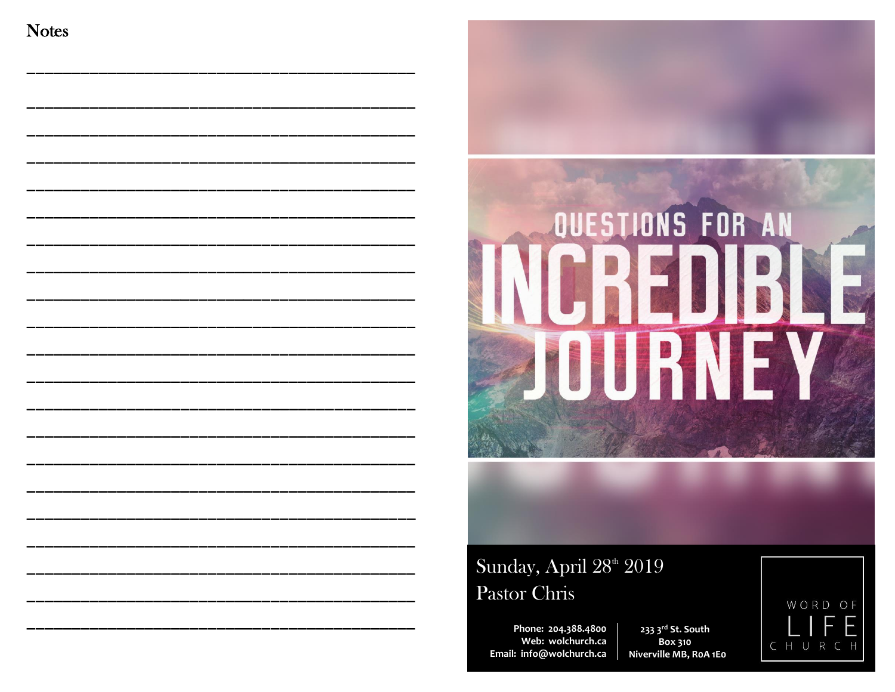## Notes

________________________________________________

________________________________________________

________________________________________________

________________________________________________

________________________________________________

________________________________________________

________________________________________________

________________________________________________

________________________________________________

________________________________________________

________________________________________________

________________________________________________

________________________________________________

________________________________________________

________________________________________________

________________________________________________

________________________________________________

________________________________________________

________________________________________________

________________________________________________

________________________________________________

# QUESTIONS FOR AN INCREDIBLE JOURNEY

Sunday, April 28th 2019

Pastor Chris

Phone: 204.388.4800
Web: wolchurch.ca
Email: info@wolchurch.ca

233 3rd St. South
Box 310
Niverville MB, R0A 1E0

WORD OF LIFE CHURCH